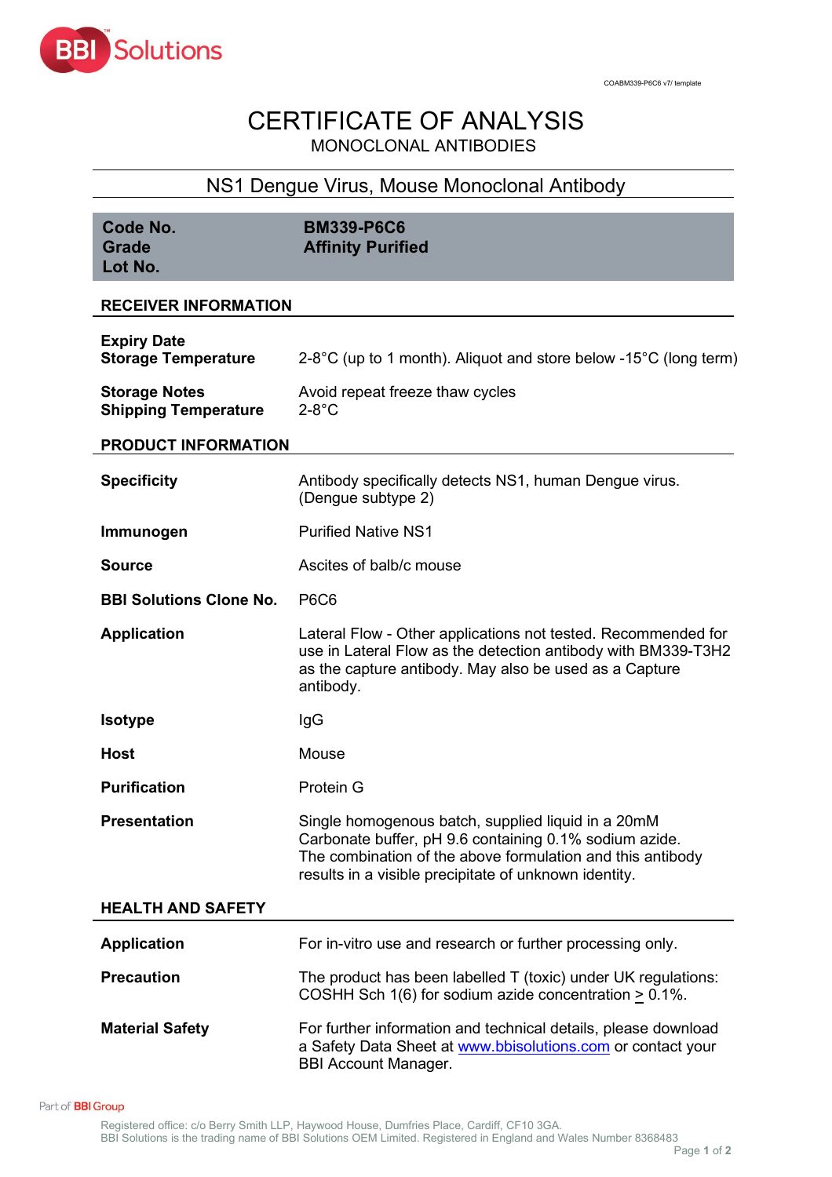COABM339-P6C6 v7/ template

# CERTIFICATE OF ANALYSIS

MONOCLONAL ANTIBODIES

## NS1 Dengue Virus, Mouse Monoclonal Antibody

| | |
|---|---|
| **Code No.** | **BM339-P6C6** |
| **Grade** | **Affinity Purified** |
| **Lot No.** | |

### RECEIVER INFORMATION

| | |
|---|---|
| **Expiry Date** | |
| **Storage Temperature** | 2-8°C (up to 1 month). Aliquot and store below -15°C (long term) |
| **Storage Notes** | Avoid repeat freeze thaw cycles |
| **Shipping Temperature** | 2-8°C |

### PRODUCT INFORMATION

| | |
|---|---|
| **Specificity** | Antibody specifically detects NS1, human Dengue virus. (Dengue subtype 2) |
| **Immunogen** | Purified Native NS1 |
| **Source** | Ascites of balb/c mouse |
| **BBI Solutions Clone No.** | P6C6 |
| **Application** | Lateral Flow - Other applications not tested. Recommended for use in Lateral Flow as the detection antibody with BM339-T3H2 as the capture antibody. May also be used as a Capture antibody. |
| **Isotype** | IgG |
| **Host** | Mouse |
| **Purification** | Protein G |
| **Presentation** | Single homogenous batch, supplied liquid in a 20mM Carbonate buffer, pH 9.6 containing 0.1% sodium azide. The combination of the above formulation and this antibody results in a visible precipitate of unknown identity. |

### HEALTH AND SAFETY

| | |
|---|---|
| **Application** | For in-vitro use and research or further processing only. |
| **Precaution** | The product has been labelled T (toxic) under UK regulations: COSHH Sch 1(6) for sodium azide concentration ≥ 0.1%. |
| **Material Safety** | For further information and technical details, please download a Safety Data Sheet at www.bbisolutions.com or contact your BBI Account Manager. |

Part of BBI Group

Registered office: c/o Berry Smith LLP, Haywood House, Dumfries Place, Cardiff, CF10 3GA.
BBI Solutions is the trading name of BBI Solutions OEM Limited. Registered in England and Wales Number 8368483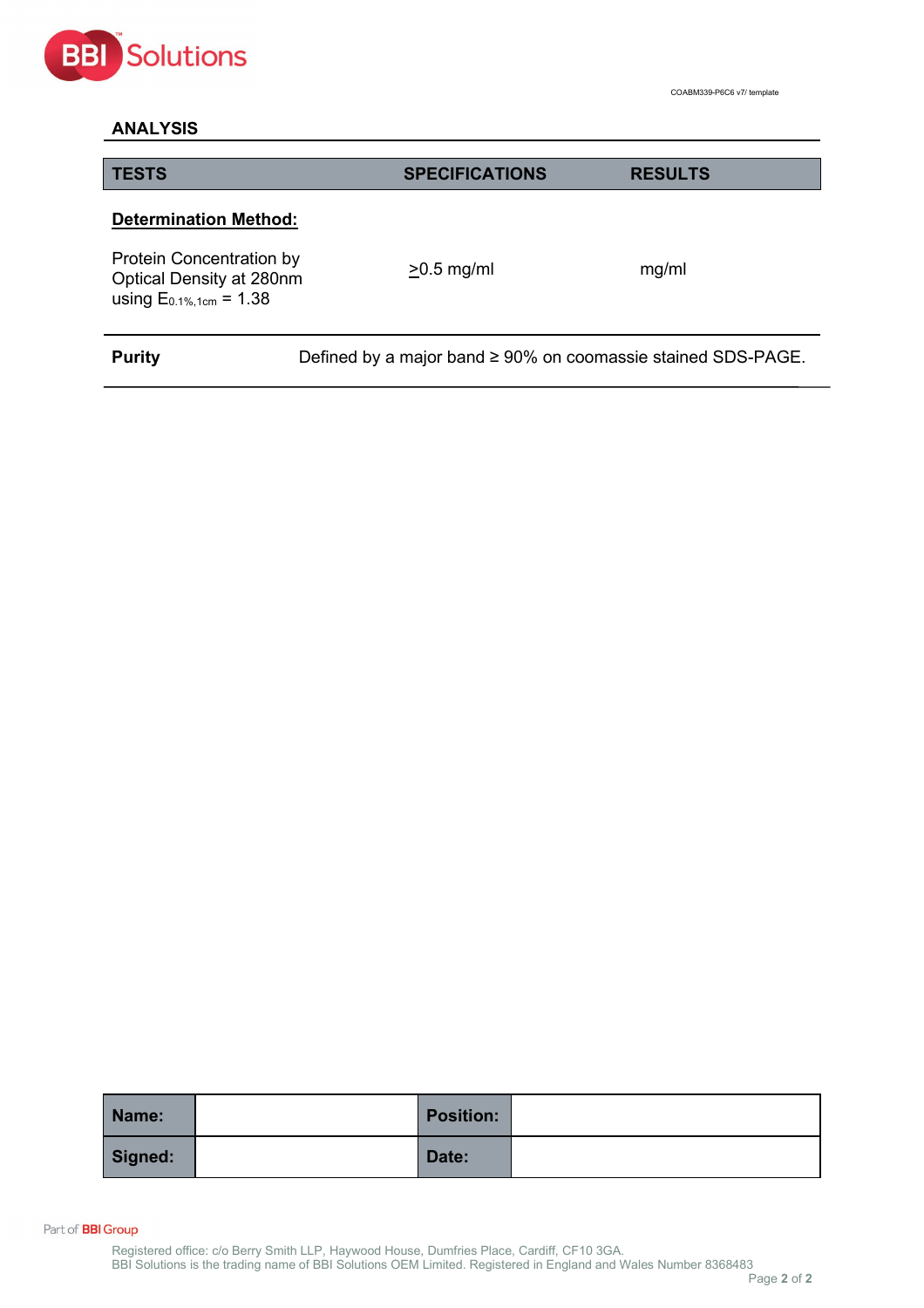COABM339-P6C6 v7/ template

## ANALYSIS

| TESTS | SPECIFICATIONS | RESULTS |
|---|---|---|
| **Determination Method:** | | |
| Protein Concentration by Optical Density at 280nm using $E_{0.1\%,1cm}$ = 1.38 | ≥0.5 mg/ml | mg/ml |

**Purity** Defined by a major band ≥ 90% on coomassie stained SDS-PAGE.

| | | | |
|---|---|---|---|
| **Name:** | | **Position:** | |
| **Signed:** | | **Date:** | |

Part of BBI Group

Registered office: c/o Berry Smith LLP, Haywood House, Dumfries Place, Cardiff, CF10 3GA.
BBI Solutions is the trading name of BBI Solutions OEM Limited. Registered in England and Wales Number 8368483